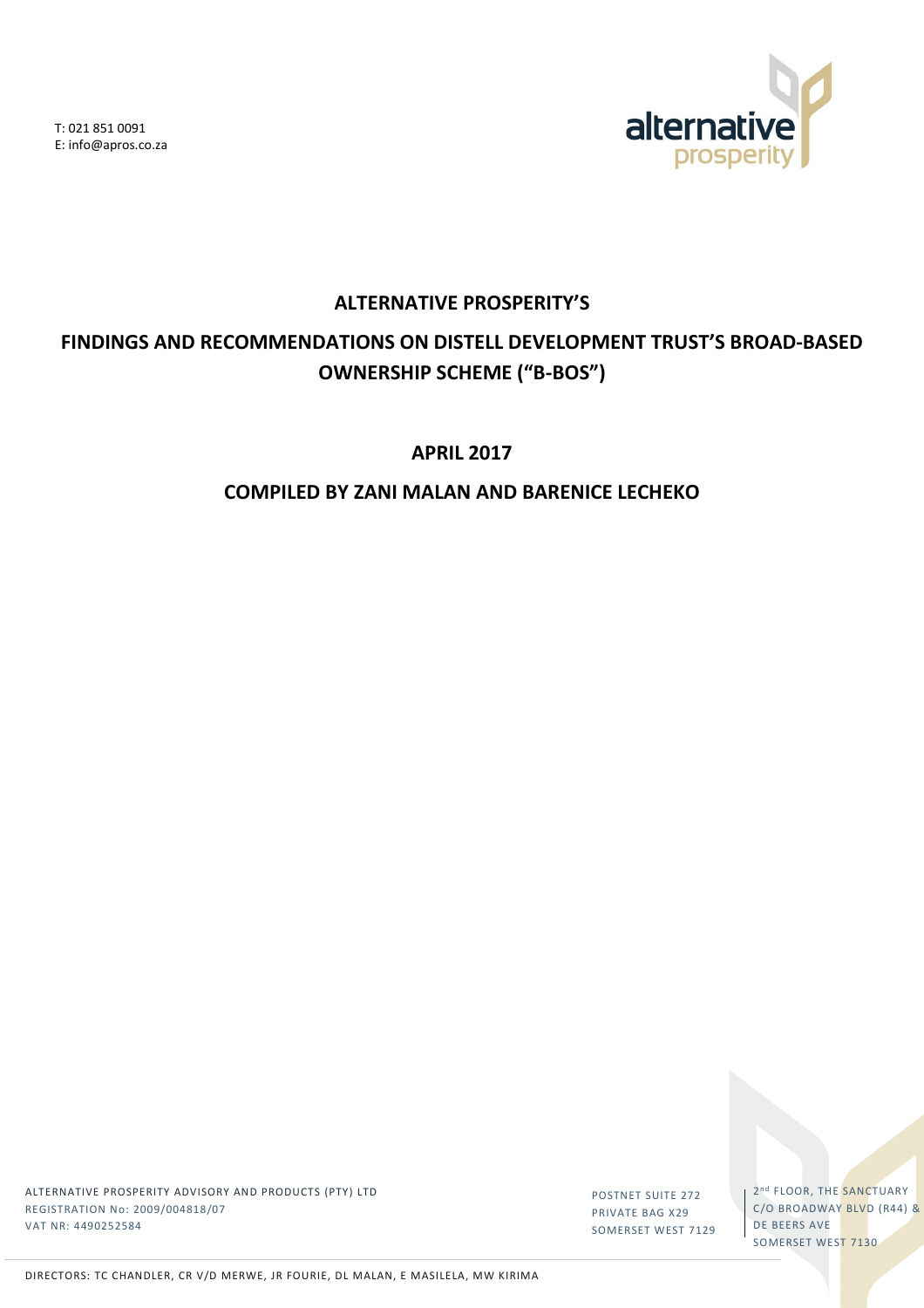T: 021 851 0091
E: info@apros.co.za

alternative prosperity

# ALTERNATIVE PROSPERITY'S

# FINDINGS AND RECOMMENDATIONS ON DISTELL DEVELOPMENT TRUST'S BROAD-BASED OWNERSHIP SCHEME ("B-BOS")

## APRIL 2017

## COMPILED BY ZANI MALAN AND BARENICE LECHEKO

ALTERNATIVE PROSPERITY ADVISORY AND PRODUCTS (PTY) LTD
REGISTRATION No: 2009/004818/07
VAT NR: 4490252584

POSTNET SUITE 272
PRIVATE BAG X29
SOMERSET WEST 7129

2nd FLOOR, THE SANCTUARY
C/O BROADWAY BLVD (R44) &
DE BEERS AVE
SOMERSET WEST 7130

DIRECTORS: TC CHANDLER, CR V/D MERWE, JR FOURIE, DL MALAN, E MASILELA, MW KIRIMA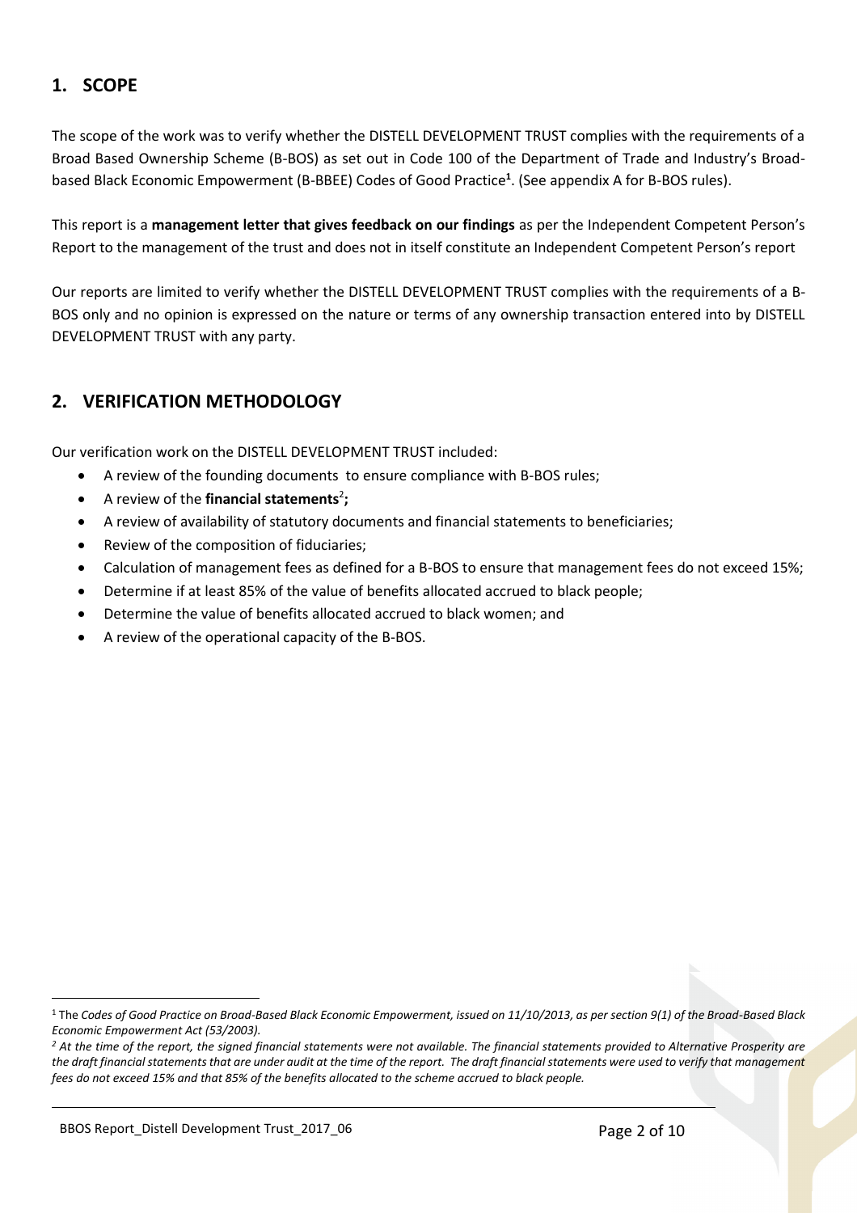## 1. SCOPE

The scope of the work was to verify whether the DISTELL DEVELOPMENT TRUST complies with the requirements of a Broad Based Ownership Scheme (B-BOS) as set out in Code 100 of the Department of Trade and Industry's Broad-based Black Economic Empowerment (B-BBEE) Codes of Good Practice[1]. (See appendix A for B-BOS rules).

This report is a **management letter that gives feedback on our findings** as per the Independent Competent Person's Report to the management of the trust and does not in itself constitute an Independent Competent Person's report

Our reports are limited to verify whether the DISTELL DEVELOPMENT TRUST complies with the requirements of a B-BOS only and no opinion is expressed on the nature or terms of any ownership transaction entered into by DISTELL DEVELOPMENT TRUST with any party.

## 2. VERIFICATION METHODOLOGY

Our verification work on the DISTELL DEVELOPMENT TRUST included:

- A review of the founding documents to ensure compliance with B-BOS rules;
- A review of the **financial statements**[2]**;**
- A review of availability of statutory documents and financial statements to beneficiaries;
- Review of the composition of fiduciaries;
- Calculation of management fees as defined for a B-BOS to ensure that management fees do not exceed 15%;
- Determine if at least 85% of the value of benefits allocated accrued to black people;
- Determine the value of benefits allocated accrued to black women; and
- A review of the operational capacity of the B-BOS.

---

[1] The *Codes of Good Practice on Broad-Based Black Economic Empowerment, issued on 11/10/2013, as per section 9(1) of the Broad-Based Black Economic Empowerment Act (53/2003).*

[2] *At the time of the report, the signed financial statements were not available. The financial statements provided to Alternative Prosperity are the draft financial statements that are under audit at the time of the report. The draft financial statements were used to verify that management fees do not exceed 15% and that 85% of the benefits allocated to the scheme accrued to black people.*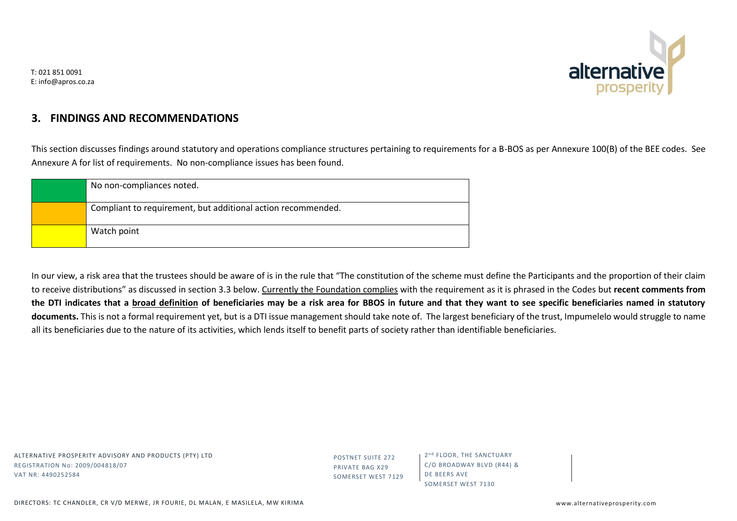## 3. FINDINGS AND RECOMMENDATIONS

This section discusses findings around statutory and operations compliance structures pertaining to requirements for a B-BOS as per Annexure 100(B) of the BEE codes. See Annexure A for list of requirements. No non-compliance issues has been found.

| | |
|---|---|
| | No non-compliances noted. |
| | Compliant to requirement, but additional action recommended. |
| | Watch point |

In our view, a risk area that the trustees should be aware of is in the rule that "The constitution of the scheme must define the Participants and the proportion of their claim to receive distributions" as discussed in section 3.3 below. Currently the Foundation complies with the requirement as it is phrased in the Codes but **recent comments from the DTI indicates that a broad definition of beneficiaries may be a risk area for BBOS in future and that they want to see specific beneficiaries named in statutory documents.** This is not a formal requirement yet, but is a DTI issue management should take note of. The largest beneficiary of the trust, Impumelelo would struggle to name all its beneficiaries due to the nature of its activities, which lends itself to benefit parts of society rather than identifiable beneficiaries.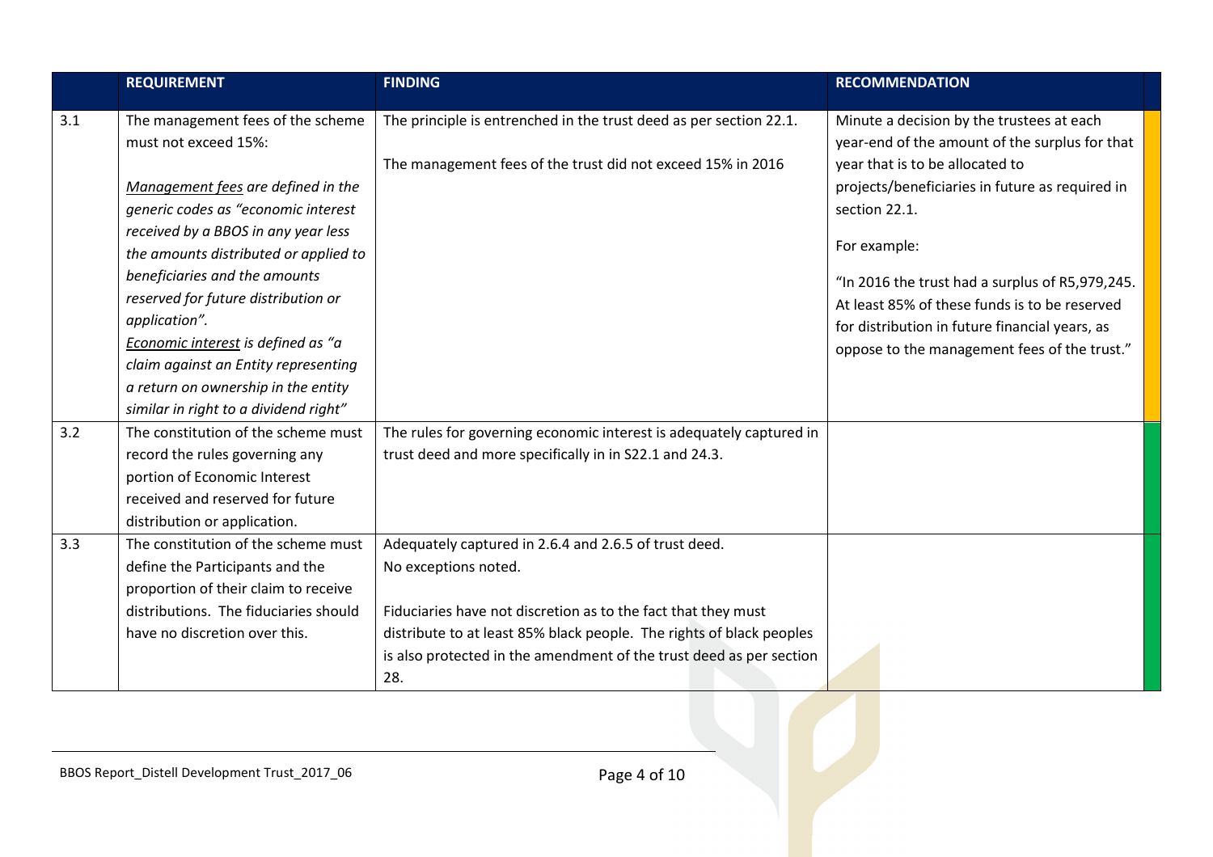| | REQUIREMENT | FINDING | RECOMMENDATION | |
|---|---|---|---|---|
| 3.1 | The management fees of the scheme must not exceed 15%:<br><br>*<u>Management fees</u> are defined in the generic codes as "economic interest received by a BBOS in any year less the amounts distributed or applied to beneficiaries and the amounts reserved for future distribution or application".*<br>*<u>Economic interest</u> is defined as "a claim against an Entity representing a return on ownership in the entity similar in right to a dividend right"* | The principle is entrenched in the trust deed as per section 22.1.<br><br>The management fees of the trust did not exceed 15% in 2016 | Minute a decision by the trustees at each year-end of the amount of the surplus for that year that is to be allocated to projects/beneficiaries in future as required in section 22.1.<br><br>For example:<br><br>"In 2016 the trust had a surplus of R5,979,245. At least 85% of these funds is to be reserved for distribution in future financial years, as oppose to the management fees of the trust." | |
| 3.2 | The constitution of the scheme must record the rules governing any portion of Economic Interest received and reserved for future distribution or application. | The rules for governing economic interest is adequately captured in trust deed and more specifically in in S22.1 and 24.3. | | |
| 3.3 | The constitution of the scheme must define the Participants and the proportion of their claim to receive distributions. The fiduciaries should have no discretion over this. | Adequately captured in 2.6.4 and 2.6.5 of trust deed.<br>No exceptions noted.<br><br>Fiduciaries have not discretion as to the fact that they must distribute to at least 85% black people. The rights of black peoples is also protected in the amendment of the trust deed as per section 28. | | |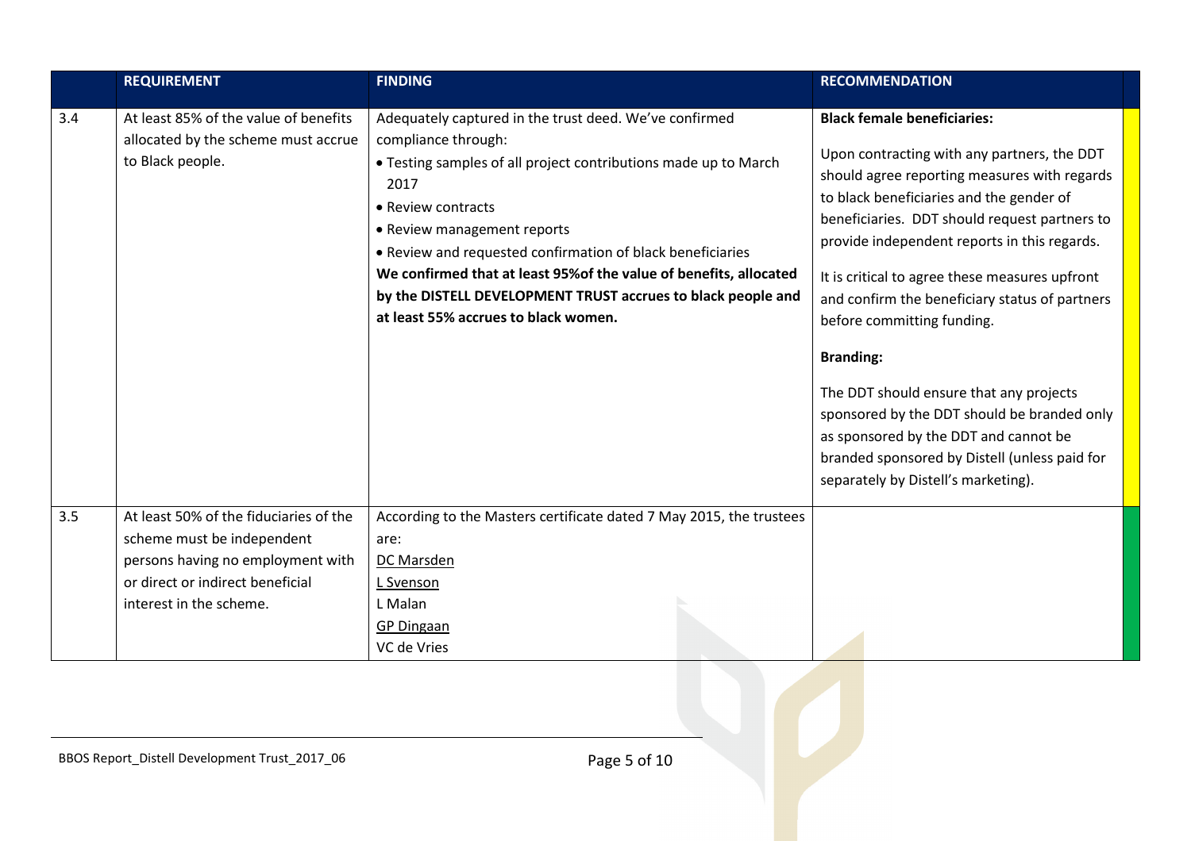| | REQUIREMENT | FINDING | RECOMMENDATION |
|---|---|---|---|
| 3.4 | At least 85% of the value of benefits allocated by the scheme must accrue to Black people. | Adequately captured in the trust deed. We've confirmed compliance through:<br>• Testing samples of all project contributions made up to March 2017<br>• Review contracts<br>• Review management reports<br>• Review and requested confirmation of black beneficiaries<br>**We confirmed that at least 95%of the value of benefits, allocated by the DISTELL DEVELOPMENT TRUST accrues to black people and at least 55% accrues to black women.** | **Black female beneficiaries:**<br>Upon contracting with any partners, the DDT should agree reporting measures with regards to black beneficiaries and the gender of beneficiaries. DDT should request partners to provide independent reports in this regards.<br>It is critical to agree these measures upfront and confirm the beneficiary status of partners before committing funding.<br>**Branding:**<br>The DDT should ensure that any projects sponsored by the DDT should be branded only as sponsored by the DDT and cannot be branded sponsored by Distell (unless paid for separately by Distell's marketing). |
| 3.5 | At least 50% of the fiduciaries of the scheme must be independent persons having no employment with or direct or indirect beneficial interest in the scheme. | According to the Masters certificate dated 7 May 2015, the trustees are:<br>DC Marsden<br>L Svenson<br>L Malan<br>GP Dingaan<br>VC de Vries | |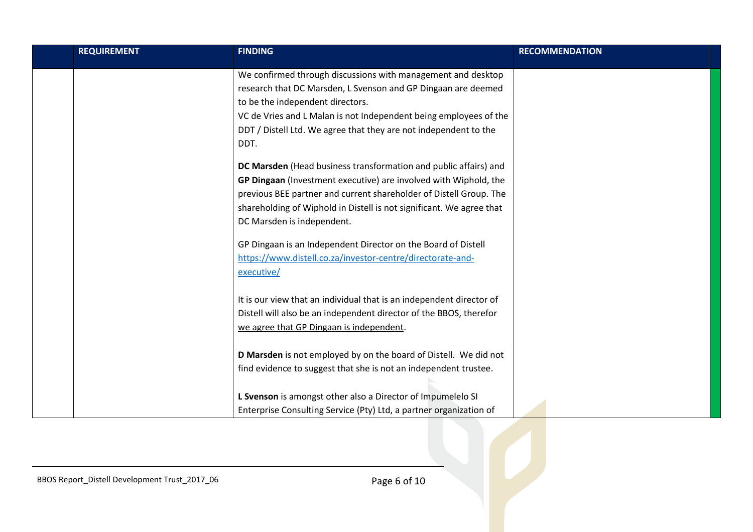| | REQUIREMENT | FINDING | RECOMMENDATION | |
|---|---|---|---|---|
| | | We confirmed through discussions with management and desktop research that DC Marsden, L Svenson and GP Dingaan are deemed to be the independent directors.<br>VC de Vries and L Malan is not Independent being employees of the DDT / Distell Ltd. We agree that they are not independent to the DDT.<br><br>**DC Marsden** (Head business transformation and public affairs) and **GP Dingaan** (Investment executive) are involved with Wiphold, the previous BEE partner and current shareholder of Distell Group. The shareholding of Wiphold in Distell is not significant. We agree that DC Marsden is independent.<br><br>GP Dingaan is an Independent Director on the Board of Distell https://www.distell.co.za/investor-centre/directorate-and-executive/<br><br>It is our view that an individual that is an independent director of Distell will also be an independent director of the BBOS, therefor we agree that GP Dingaan is independent.<br><br>**D Marsden** is not employed by on the board of Distell. We did not find evidence to suggest that she is not an independent trustee.<br><br>**L Svenson** is amongst other also a Director of Impumelelo SI Enterprise Consulting Service (Pty) Ltd, a partner organization of | | |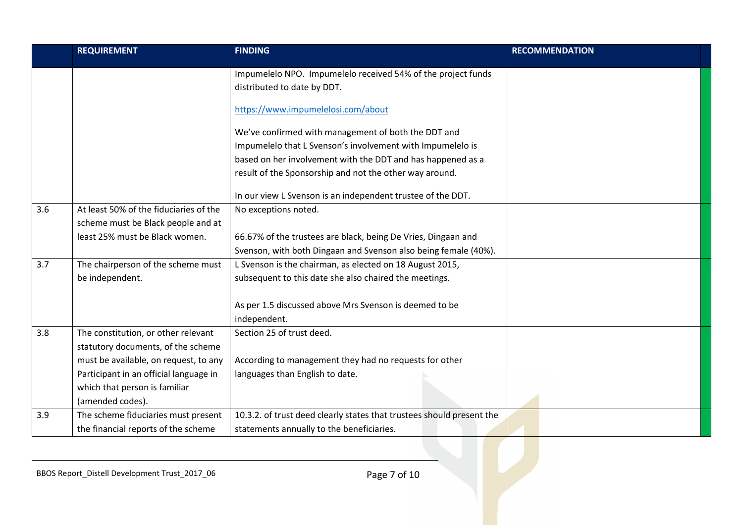| | REQUIREMENT | FINDING | RECOMMENDATION |
|---|---|---|---|
| | | Impumelelo NPO. Impumelelo received 54% of the project funds distributed to date by DDT.<br><br>https://www.impumelelosi.com/about<br><br>We've confirmed with management of both the DDT and Impumelelo that L Svenson's involvement with Impumelelo is based on her involvement with the DDT and has happened as a result of the Sponsorship and not the other way around.<br><br>In our view L Svenson is an independent trustee of the DDT. | |
| 3.6 | At least 50% of the fiduciaries of the scheme must be Black people and at least 25% must be Black women. | No exceptions noted.<br><br>66.67% of the trustees are black, being De Vries, Dingaan and Svenson, with both Dingaan and Svenson also being female (40%). | |
| 3.7 | The chairperson of the scheme must be independent. | L Svenson is the chairman, as elected on 18 August 2015, subsequent to this date she also chaired the meetings.<br><br>As per 1.5 discussed above Mrs Svenson is deemed to be independent. | |
| 3.8 | The constitution, or other relevant statutory documents, of the scheme must be available, on request, to any Participant in an official language in which that person is familiar (amended codes). | Section 25 of trust deed.<br><br>According to management they had no requests for other languages than English to date. | |
| 3.9 | The scheme fiduciaries must present the financial reports of the scheme | 10.3.2. of trust deed clearly states that trustees should present the statements annually to the beneficiaries. | |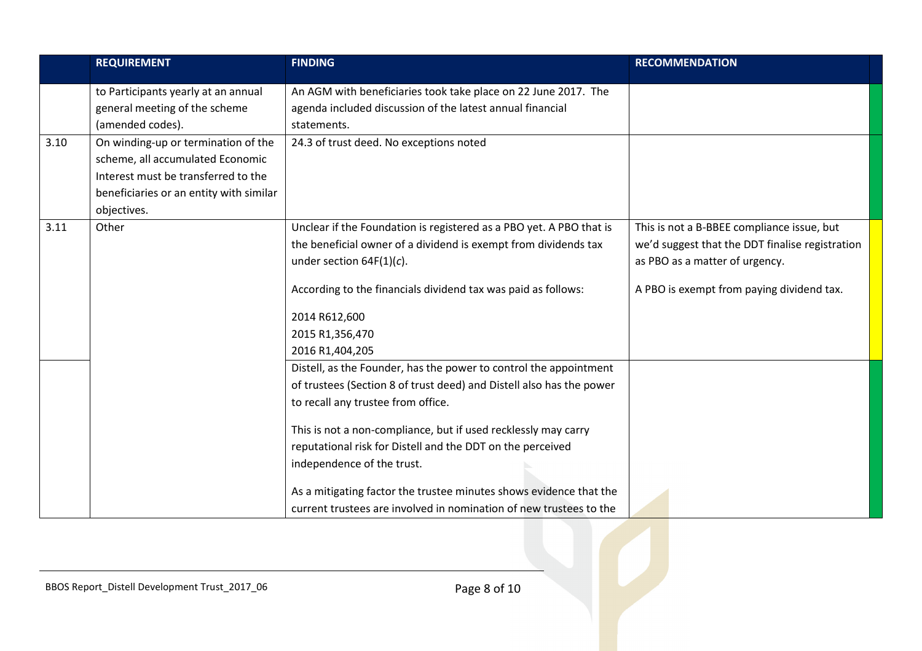| | REQUIREMENT | FINDING | RECOMMENDATION | |
|---|---|---|---|---|
| | to Participants yearly at an annual general meeting of the scheme (amended codes). | An AGM with beneficiaries took take place on 22 June 2017. The agenda included discussion of the latest annual financial statements. | | |
| 3.10 | On winding-up or termination of the scheme, all accumulated Economic Interest must be transferred to the beneficiaries or an entity with similar objectives. | 24.3 of trust deed. No exceptions noted | | |
| 3.11 | Other | Unclear if the Foundation is registered as a PBO yet. A PBO that is the beneficial owner of a dividend is exempt from dividends tax under section 64F(1)(*c*).<br><br>According to the financials dividend tax was paid as follows:<br><br>2014 R612,600<br>2015 R1,356,470<br>2016 R1,404,205 | This is not a B-BBEE compliance issue, but we'd suggest that the DDT finalise registration as PBO as a matter of urgency.<br><br>A PBO is exempt from paying dividend tax. | |
| | | Distell, as the Founder, has the power to control the appointment of trustees (Section 8 of trust deed) and Distell also has the power to recall any trustee from office.<br><br>This is not a non-compliance, but if used recklessly may carry reputational risk for Distell and the DDT on the perceived independence of the trust.<br><br>As a mitigating factor the trustee minutes shows evidence that the current trustees are involved in nomination of new trustees to the | | |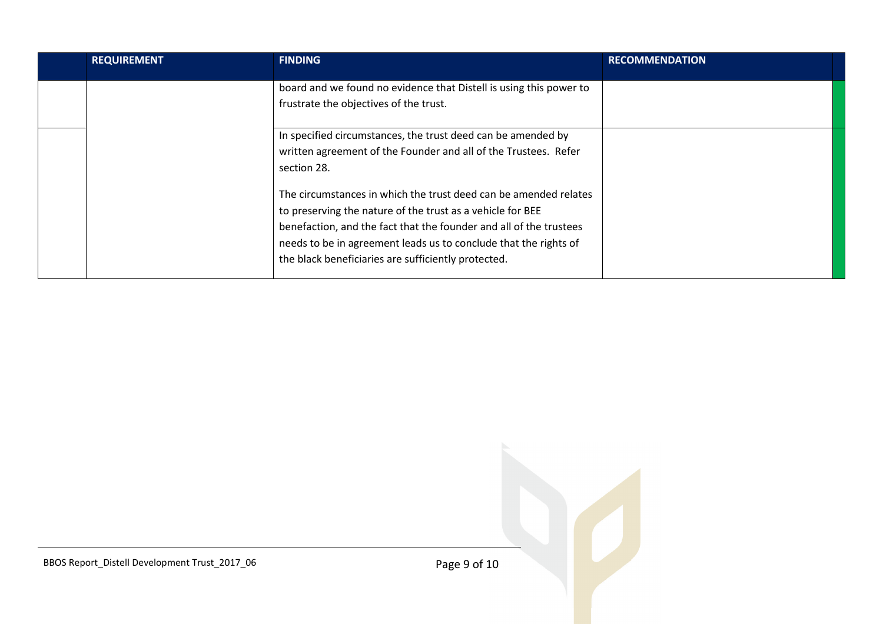| | REQUIREMENT | FINDING | RECOMMENDATION | |
|---|---|---|---|---|
| | | board and we found no evidence that Distell is using this power to frustrate the objectives of the trust. | | |
| | | In specified circumstances, the trust deed can be amended by written agreement of the Founder and all of the Trustees. Refer section 28.<br><br>The circumstances in which the trust deed can be amended relates to preserving the nature of the trust as a vehicle for BEE benefaction, and the fact that the founder and all of the trustees needs to be in agreement leads us to conclude that the rights of the black beneficiaries are sufficiently protected. | | |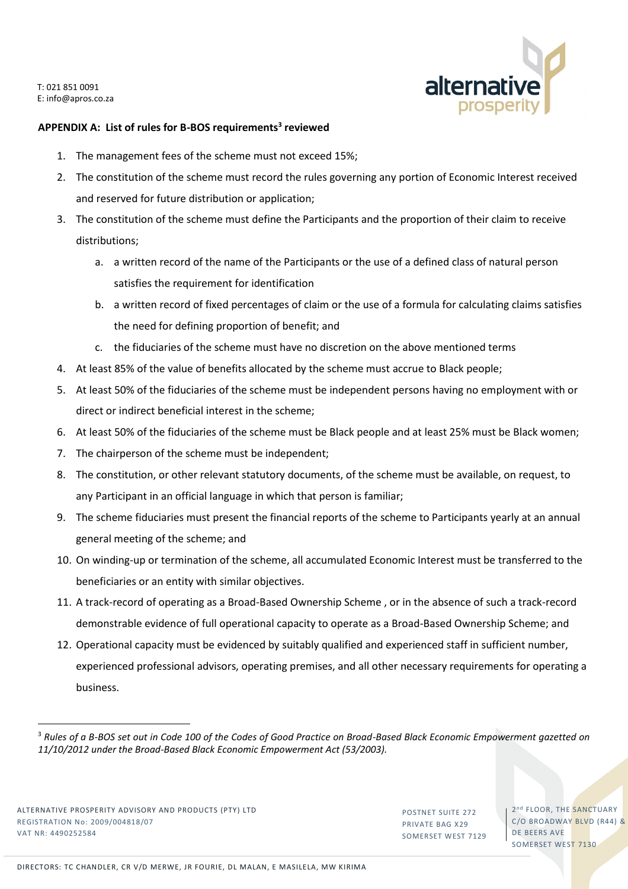## APPENDIX A: List of rules for B-BOS requirements[3] reviewed

1. The management fees of the scheme must not exceed 15%;
2. The constitution of the scheme must record the rules governing any portion of Economic Interest received and reserved for future distribution or application;
3. The constitution of the scheme must define the Participants and the proportion of their claim to receive distributions;
   a. a written record of the name of the Participants or the use of a defined class of natural person satisfies the requirement for identification
   b. a written record of fixed percentages of claim or the use of a formula for calculating claims satisfies the need for defining proportion of benefit; and
   c. the fiduciaries of the scheme must have no discretion on the above mentioned terms
4. At least 85% of the value of benefits allocated by the scheme must accrue to Black people;
5. At least 50% of the fiduciaries of the scheme must be independent persons having no employment with or direct or indirect beneficial interest in the scheme;
6. At least 50% of the fiduciaries of the scheme must be Black people and at least 25% must be Black women;
7. The chairperson of the scheme must be independent;
8. The constitution, or other relevant statutory documents, of the scheme must be available, on request, to any Participant in an official language in which that person is familiar;
9. The scheme fiduciaries must present the financial reports of the scheme to Participants yearly at an annual general meeting of the scheme; and
10. On winding-up or termination of the scheme, all accumulated Economic Interest must be transferred to the beneficiaries or an entity with similar objectives.
11. A track-record of operating as a Broad-Based Ownership Scheme , or in the absence of such a track-record demonstrable evidence of full operational capacity to operate as a Broad-Based Ownership Scheme; and
12. Operational capacity must be evidenced by suitably qualified and experienced staff in sufficient number, experienced professional advisors, operating premises, and all other necessary requirements for operating a business.

[3] *Rules of a B-BOS set out in Code 100 of the Codes of Good Practice on Broad-Based Black Economic Empowerment gazetted on 11/10/2012 under the Broad-Based Black Economic Empowerment Act (53/2003).*